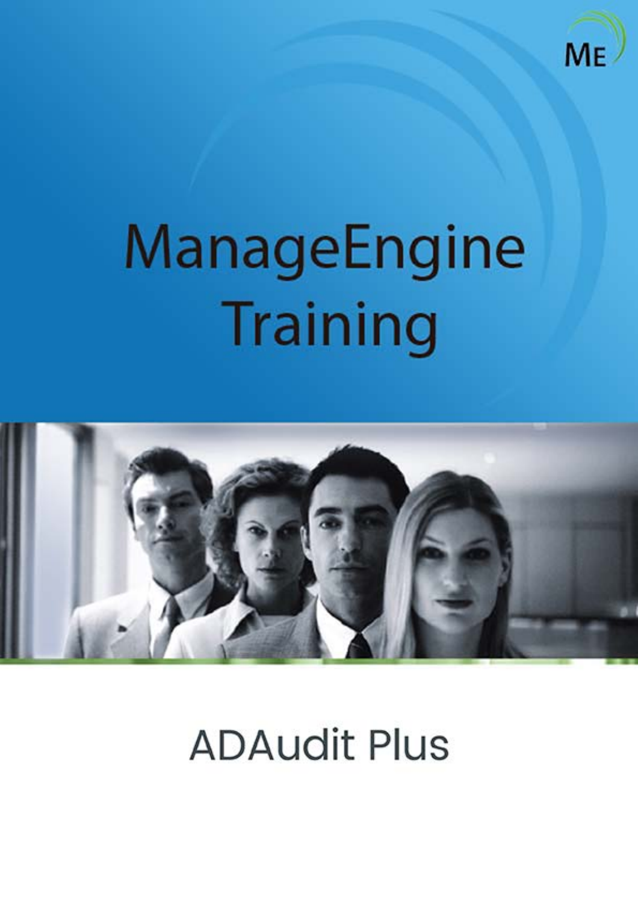# ManageEngine Training

## ADAudit Plus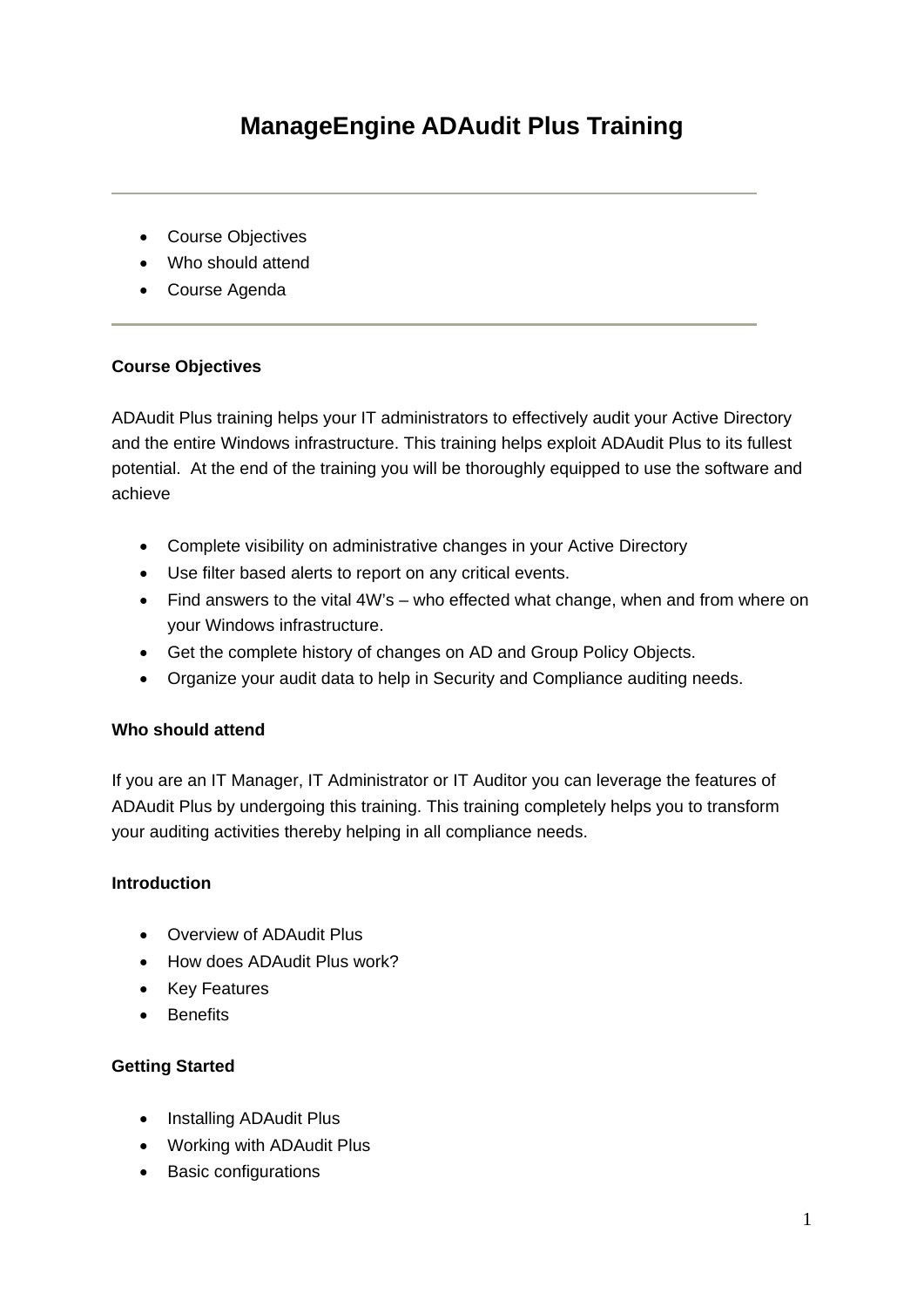# ManageEngine ADAudit Plus Training

---

- Course Objectives
- Who should attend
- Course Agenda

---

**Course Objectives**

ADAudit Plus training helps your IT administrators to effectively audit your Active Directory and the entire Windows infrastructure. This training helps exploit ADAudit Plus to its fullest potential. At the end of the training you will be thoroughly equipped to use the software and achieve

- Complete visibility on administrative changes in your Active Directory
- Use filter based alerts to report on any critical events.
- Find answers to the vital 4W's – who effected what change, when and from where on your Windows infrastructure.
- Get the complete history of changes on AD and Group Policy Objects.
- Organize your audit data to help in Security and Compliance auditing needs.

**Who should attend**

If you are an IT Manager, IT Administrator or IT Auditor you can leverage the features of ADAudit Plus by undergoing this training. This training completely helps you to transform your auditing activities thereby helping in all compliance needs.

**Introduction**

- Overview of ADAudit Plus
- How does ADAudit Plus work?
- Key Features
- Benefits

**Getting Started**

- Installing ADAudit Plus
- Working with ADAudit Plus
- Basic configurations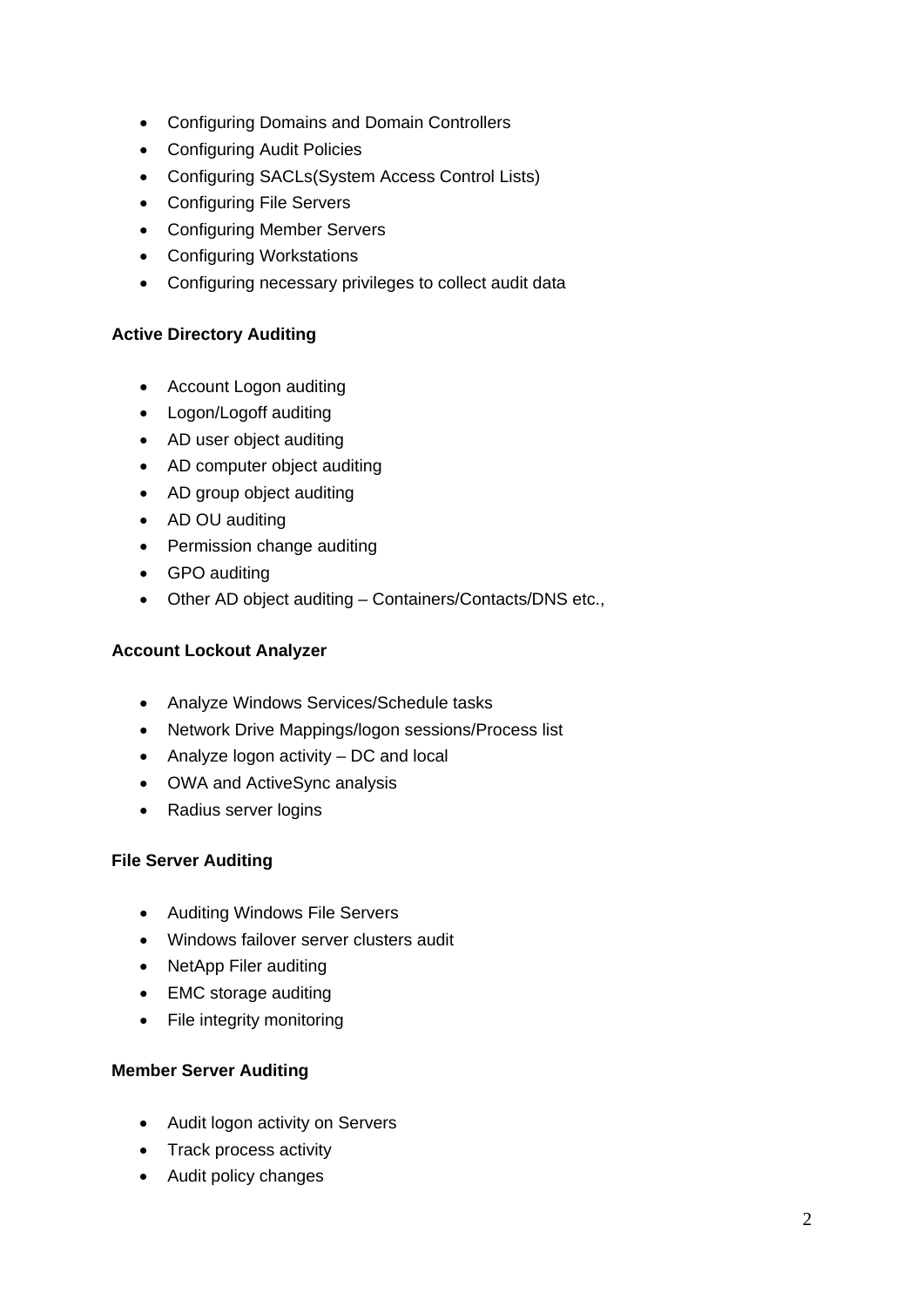- Configuring Domains and Domain Controllers
- Configuring Audit Policies
- Configuring SACLs(System Access Control Lists)
- Configuring File Servers
- Configuring Member Servers
- Configuring Workstations
- Configuring necessary privileges to collect audit data

**Active Directory Auditing**

- Account Logon auditing
- Logon/Logoff auditing
- AD user object auditing
- AD computer object auditing
- AD group object auditing
- AD OU auditing
- Permission change auditing
- GPO auditing
- Other AD object auditing – Containers/Contacts/DNS etc.,

**Account Lockout Analyzer**

- Analyze Windows Services/Schedule tasks
- Network Drive Mappings/logon sessions/Process list
- Analyze logon activity – DC and local
- OWA and ActiveSync analysis
- Radius server logins

**File Server Auditing**

- Auditing Windows File Servers
- Windows failover server clusters audit
- NetApp Filer auditing
- EMC storage auditing
- File integrity monitoring

**Member Server Auditing**

- Audit logon activity on Servers
- Track process activity
- Audit policy changes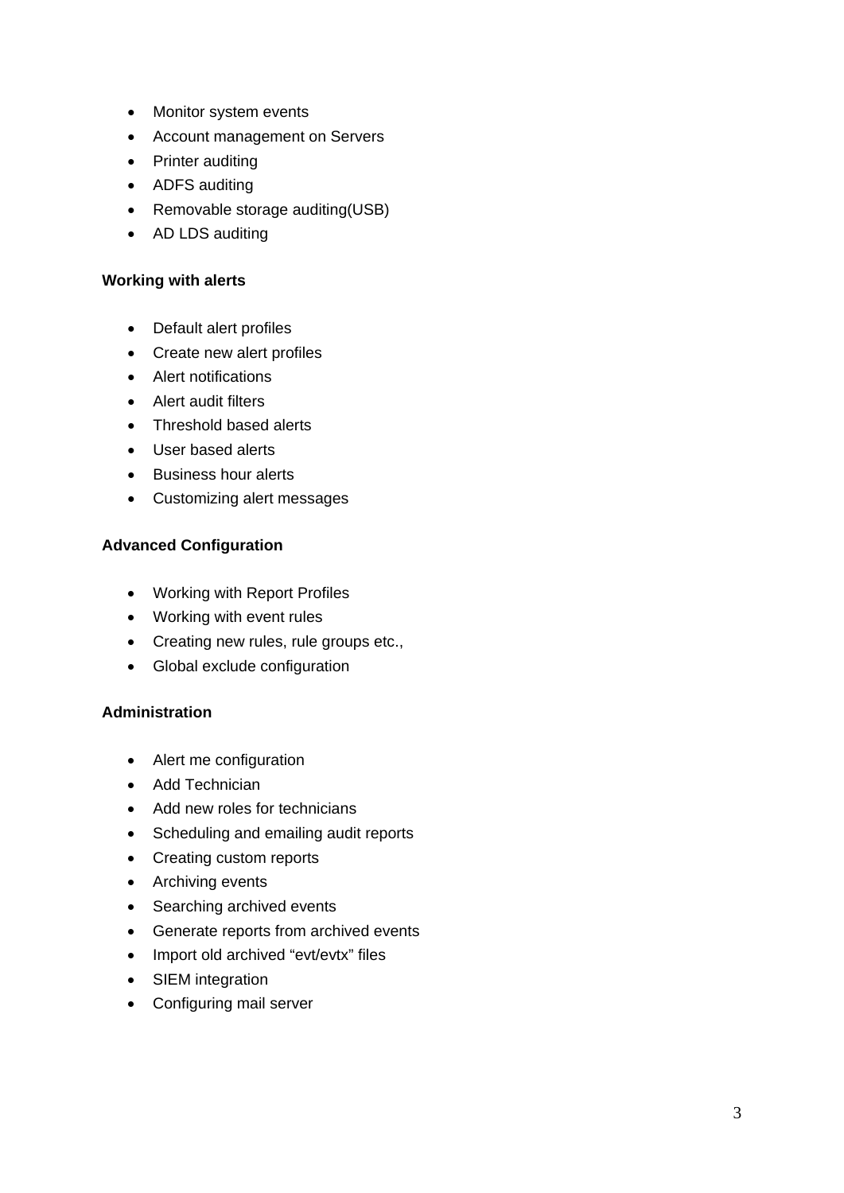- Monitor system events
- Account management on Servers
- Printer auditing
- ADFS auditing
- Removable storage auditing(USB)
- AD LDS auditing

**Working with alerts**

- Default alert profiles
- Create new alert profiles
- Alert notifications
- Alert audit filters
- Threshold based alerts
- User based alerts
- Business hour alerts
- Customizing alert messages

**Advanced Configuration**

- Working with Report Profiles
- Working with event rules
- Creating new rules, rule groups etc.,
- Global exclude configuration

**Administration**

- Alert me configuration
- Add Technician
- Add new roles for technicians
- Scheduling and emailing audit reports
- Creating custom reports
- Archiving events
- Searching archived events
- Generate reports from archived events
- Import old archived “evt/evtx” files
- SIEM integration
- Configuring mail server